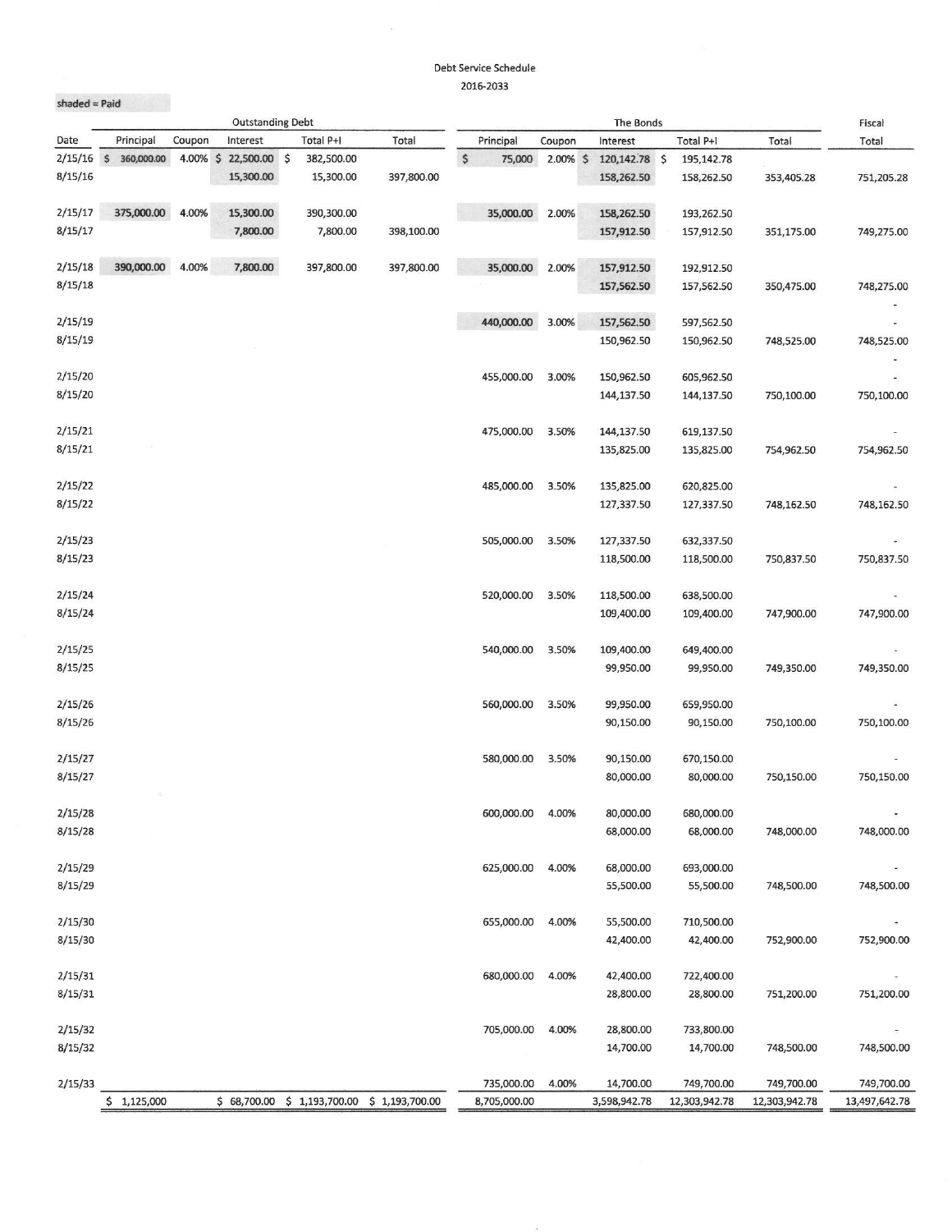Debt Service Schedule

2016-2033

shaded = Paid

| | Outstanding Debt | | | | | The Bonds | | | | | Fiscal |
|---|---|---|---|---|---|---|---|---|---|---|---|
| Date | Principal | Coupon | Interest | Total P+I | Total | Principal | Coupon | Interest | Total P+I | Total | Total |
| 2/15/16 | $ 360,000.00 | 4.00% | $ 22,500.00 | $ 382,500.00 | | $ 75,000 | 2.00% | $ 120,142.78 | $ 195,142.78 | | |
| 8/15/16 | | | 15,300.00 | 15,300.00 | 397,800.00 | | | 158,262.50 | 158,262.50 | 353,405.28 | 751,205.28 |
| 2/15/17 | 375,000.00 | 4.00% | 15,300.00 | 390,300.00 | | 35,000.00 | 2.00% | 158,262.50 | 193,262.50 | | |
| 8/15/17 | | | 7,800.00 | 7,800.00 | 398,100.00 | | | 157,912.50 | 157,912.50 | 351,175.00 | 749,275.00 |
| 2/15/18 | 390,000.00 | 4.00% | 7,800.00 | 397,800.00 | 397,800.00 | 35,000.00 | 2.00% | 157,912.50 | 192,912.50 | | |
| 8/15/18 | | | | | | | | 157,562.50 | 157,562.50 | 350,475.00 | 748,275.00 |
| | | | | | | | | | | | - |
| 2/15/19 | | | | | | 440,000.00 | 3.00% | 157,562.50 | 597,562.50 | | - |
| 8/15/19 | | | | | | | | 150,962.50 | 150,962.50 | 748,525.00 | 748,525.00 |
| | | | | | | | | | | | - |
| 2/15/20 | | | | | | 455,000.00 | 3.00% | 150,962.50 | 605,962.50 | | - |
| 8/15/20 | | | | | | | | 144,137.50 | 144,137.50 | 750,100.00 | 750,100.00 |
| 2/15/21 | | | | | | 475,000.00 | 3.50% | 144,137.50 | 619,137.50 | | - |
| 8/15/21 | | | | | | | | 135,825.00 | 135,825.00 | 754,962.50 | 754,962.50 |
| 2/15/22 | | | | | | 485,000.00 | 3.50% | 135,825.00 | 620,825.00 | | - |
| 8/15/22 | | | | | | | | 127,337.50 | 127,337.50 | 748,162.50 | 748,162.50 |
| 2/15/23 | | | | | | 505,000.00 | 3.50% | 127,337.50 | 632,337.50 | | - |
| 8/15/23 | | | | | | | | 118,500.00 | 118,500.00 | 750,837.50 | 750,837.50 |
| 2/15/24 | | | | | | 520,000.00 | 3.50% | 118,500.00 | 638,500.00 | | - |
| 8/15/24 | | | | | | | | 109,400.00 | 109,400.00 | 747,900.00 | 747,900.00 |
| 2/15/25 | | | | | | 540,000.00 | 3.50% | 109,400.00 | 649,400.00 | | - |
| 8/15/25 | | | | | | | | 99,950.00 | 99,950.00 | 749,350.00 | 749,350.00 |
| 2/15/26 | | | | | | 560,000.00 | 3.50% | 99,950.00 | 659,950.00 | | - |
| 8/15/26 | | | | | | | | 90,150.00 | 90,150.00 | 750,100.00 | 750,100.00 |
| 2/15/27 | | | | | | 580,000.00 | 3.50% | 90,150.00 | 670,150.00 | | - |
| 8/15/27 | | | | | | | | 80,000.00 | 80,000.00 | 750,150.00 | 750,150.00 |
| 2/15/28 | | | | | | 600,000.00 | 4.00% | 80,000.00 | 680,000.00 | | - |
| 8/15/28 | | | | | | | | 68,000.00 | 68,000.00 | 748,000.00 | 748,000.00 |
| 2/15/29 | | | | | | 625,000.00 | 4.00% | 68,000.00 | 693,000.00 | | - |
| 8/15/29 | | | | | | | | 55,500.00 | 55,500.00 | 748,500.00 | 748,500.00 |
| 2/15/30 | | | | | | 655,000.00 | 4.00% | 55,500.00 | 710,500.00 | | - |
| 8/15/30 | | | | | | | | 42,400.00 | 42,400.00 | 752,900.00 | 752,900.00 |
| 2/15/31 | | | | | | 680,000.00 | 4.00% | 42,400.00 | 722,400.00 | | - |
| 8/15/31 | | | | | | | | 28,800.00 | 28,800.00 | 751,200.00 | 751,200.00 |
| 2/15/32 | | | | | | 705,000.00 | 4.00% | 28,800.00 | 733,800.00 | | - |
| 8/15/32 | | | | | | | | 14,700.00 | 14,700.00 | 748,500.00 | 748,500.00 |
| 2/15/33 | | | | | | 735,000.00 | 4.00% | 14,700.00 | 749,700.00 | 749,700.00 | 749,700.00 |
| | $ 1,125,000 | | $ 68,700.00 | $ 1,193,700.00 | $ 1,193,700.00 | 8,705,000.00 | | 3,598,942.78 | 12,303,942.78 | 12,303,942.78 | 13,497,642.78 |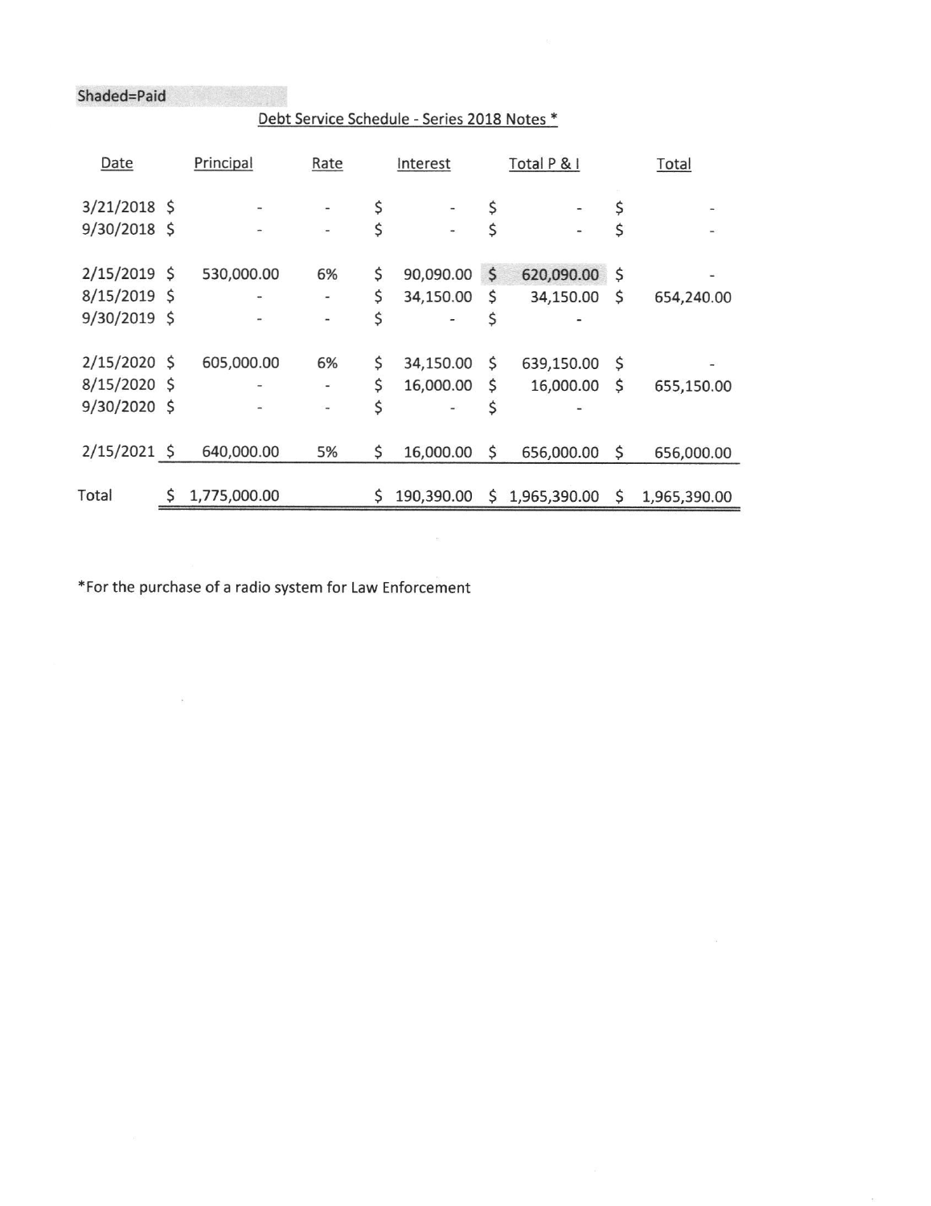Shaded=Paid

Debt Service Schedule - Series 2018 Notes *

| Date | Principal | Rate | Interest | Total P & I | Total |
|---|---|---|---|---|---|
| 3/21/2018 | $ - | - | $ - | $ - | $ - |
| 9/30/2018 | $ - | - | $ - | $ - | $ - |
| 2/15/2019 | $ 530,000.00 | 6% | $ 90,090.00 | $ 620,090.00 | $ - |
| 8/15/2019 | $ - | - | $ 34,150.00 | $ 34,150.00 | $ 654,240.00 |
| 9/30/2019 | $ - | - | $ - | $ - | |
| 2/15/2020 | $ 605,000.00 | 6% | $ 34,150.00 | $ 639,150.00 | $ - |
| 8/15/2020 | $ - | - | $ 16,000.00 | $ 16,000.00 | $ 655,150.00 |
| 9/30/2020 | $ - | - | $ - | $ - | |
| 2/15/2021 | $ 640,000.00 | 5% | $ 16,000.00 | $ 656,000.00 | $ 656,000.00 |
| Total | $ 1,775,000.00 | | $ 190,390.00 | $ 1,965,390.00 | $ 1,965,390.00 |

*For the purchase of a radio system for Law Enforcement